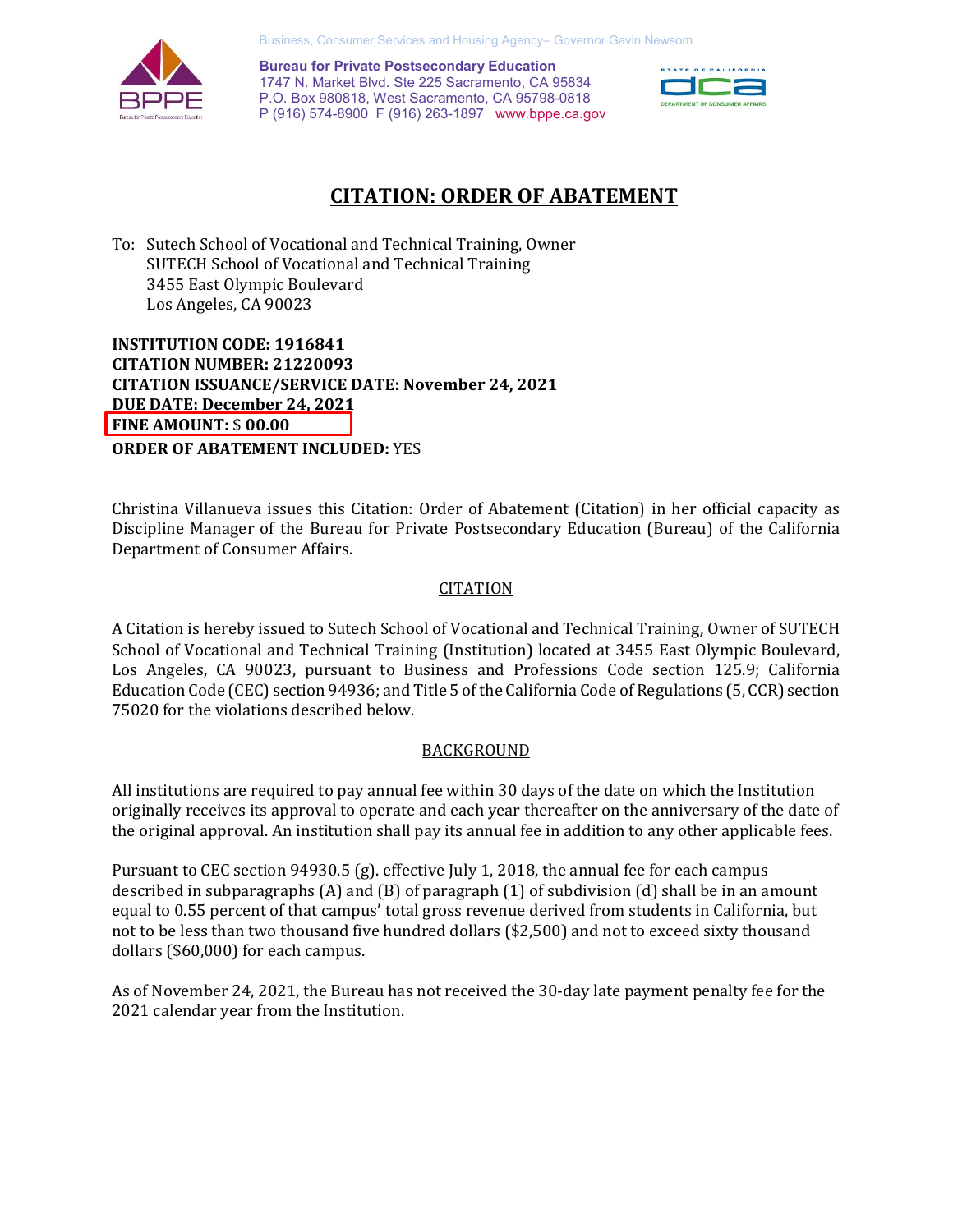Business, Consumer Services and Housing Agency– Governor Gavin Newsom

**Bureau for Private Postsecondary Education**
1747 N. Market Blvd. Ste 225 Sacramento, CA 95834
P.O. Box 980818, West Sacramento, CA 95798-0818
P (916) 574-8900 F (916) 263-1897 www.bppe.ca.gov

# CITATION: ORDER OF ABATEMENT

To: Sutech School of Vocational and Technical Training, Owner
SUTECH School of Vocational and Technical Training
3455 East Olympic Boulevard
Los Angeles, CA 90023

**INSTITUTION CODE: 1916841**
**CITATION NUMBER: 21220093**
**CITATION ISSUANCE/SERVICE DATE: November 24, 2021**
**DUE DATE: December 24, 2021**
**FINE AMOUNT:** $ **00.00**
**ORDER OF ABATEMENT INCLUDED:** YES

Christina Villanueva issues this Citation: Order of Abatement (Citation) in her official capacity as Discipline Manager of the Bureau for Private Postsecondary Education (Bureau) of the California Department of Consumer Affairs.

## CITATION

A Citation is hereby issued to Sutech School of Vocational and Technical Training, Owner of SUTECH School of Vocational and Technical Training (Institution) located at 3455 East Olympic Boulevard, Los Angeles, CA 90023, pursuant to Business and Professions Code section 125.9; California Education Code (CEC) section 94936; and Title 5 of the California Code of Regulations (5, CCR) section 75020 for the violations described below.

## BACKGROUND

All institutions are required to pay annual fee within 30 days of the date on which the Institution originally receives its approval to operate and each year thereafter on the anniversary of the date of the original approval. An institution shall pay its annual fee in addition to any other applicable fees.

Pursuant to CEC section 94930.5 (g). effective July 1, 2018, the annual fee for each campus described in subparagraphs (A) and (B) of paragraph (1) of subdivision (d) shall be in an amount equal to 0.55 percent of that campus' total gross revenue derived from students in California, but not to be less than two thousand five hundred dollars ($2,500) and not to exceed sixty thousand dollars ($60,000) for each campus.

As of November 24, 2021, the Bureau has not received the 30-day late payment penalty fee for the 2021 calendar year from the Institution.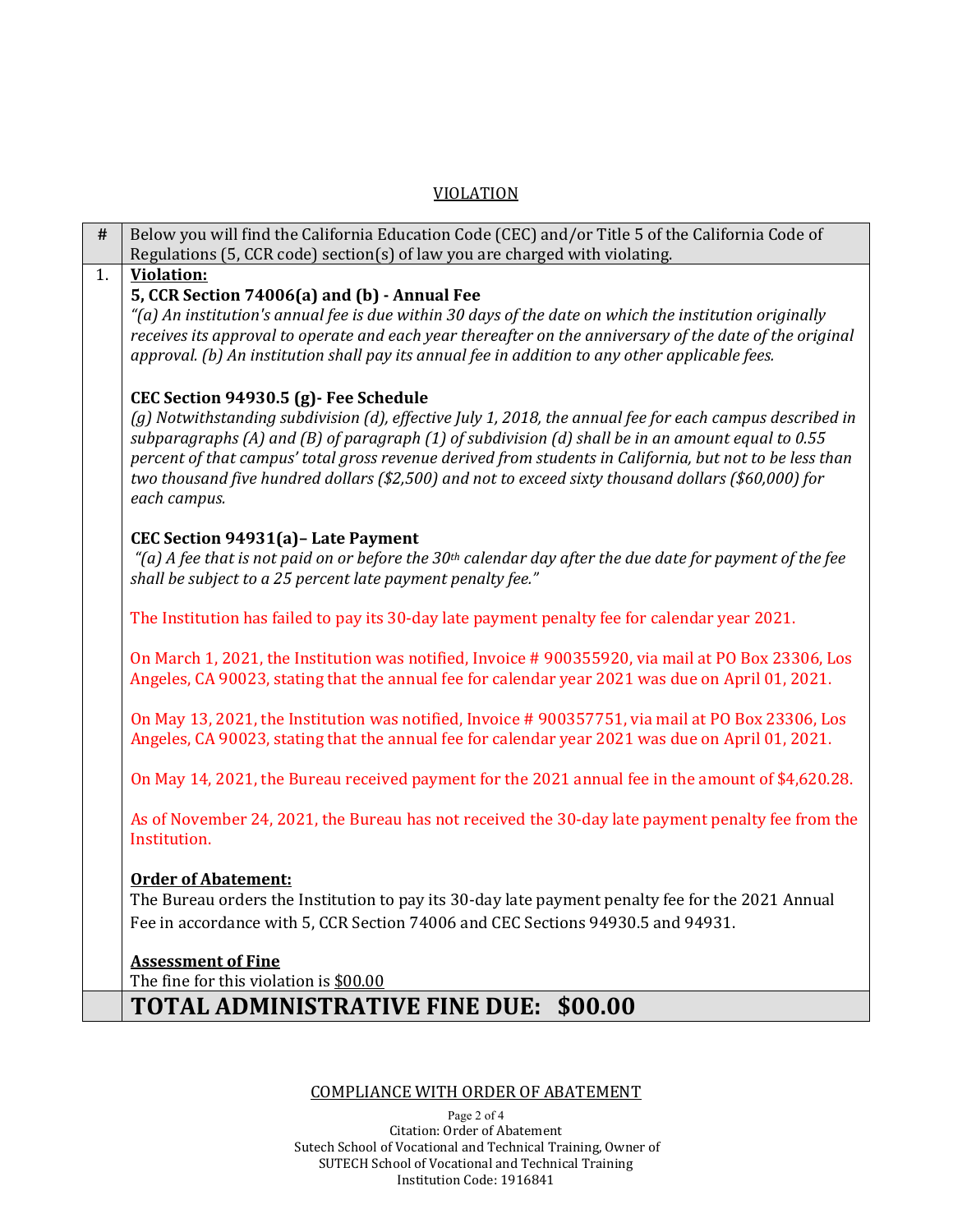## VIOLATION

| # | Below you will find the California Education Code (CEC) and/or Title 5 of the California Code of Regulations (5, CCR code) section(s) of law you are charged with violating. |
|---|---|
| 1. | **Violation:**<br>**5, CCR Section 74006(a) and (b) - Annual Fee**<br>*"(a) An institution's annual fee is due within 30 days of the date on which the institution originally receives its approval to operate and each year thereafter on the anniversary of the date of the original approval. (b) An institution shall pay its annual fee in addition to any other applicable fees.*<br><br>**CEC Section 94930.5 (g)- Fee Schedule**<br>*(g) Notwithstanding subdivision (d), effective July 1, 2018, the annual fee for each campus described in subparagraphs (A) and (B) of paragraph (1) of subdivision (d) shall be in an amount equal to 0.55 percent of that campus' total gross revenue derived from students in California, but not to be less than two thousand five hundred dollars ($2,500) and not to exceed sixty thousand dollars ($60,000) for each campus.*<br><br>**CEC Section 94931(a)– Late Payment**<br>*"(a) A fee that is not paid on or before the 30th calendar day after the due date for payment of the fee shall be subject to a 25 percent late payment penalty fee."*<br><br>The Institution has failed to pay its 30-day late payment penalty fee for calendar year 2021.<br><br>On March 1, 2021, the Institution was notified, Invoice # 900355920, via mail at PO Box 23306, Los Angeles, CA 90023, stating that the annual fee for calendar year 2021 was due on April 01, 2021.<br><br>On May 13, 2021, the Institution was notified, Invoice # 900357751, via mail at PO Box 23306, Los Angeles, CA 90023, stating that the annual fee for calendar year 2021 was due on April 01, 2021.<br><br>On May 14, 2021, the Bureau received payment for the 2021 annual fee in the amount of $4,620.28.<br><br>As of November 24, 2021, the Bureau has not received the 30-day late payment penalty fee from the Institution.<br><br>**Order of Abatement:**<br>The Bureau orders the Institution to pay its 30-day late payment penalty fee for the 2021 Annual Fee in accordance with 5, CCR Section 74006 and CEC Sections 94930.5 and 94931.<br><br>**Assessment of Fine**<br>The fine for this violation is $00.00 |
| | **TOTAL ADMINISTRATIVE FINE DUE: $00.00** |

## COMPLIANCE WITH ORDER OF ABATEMENT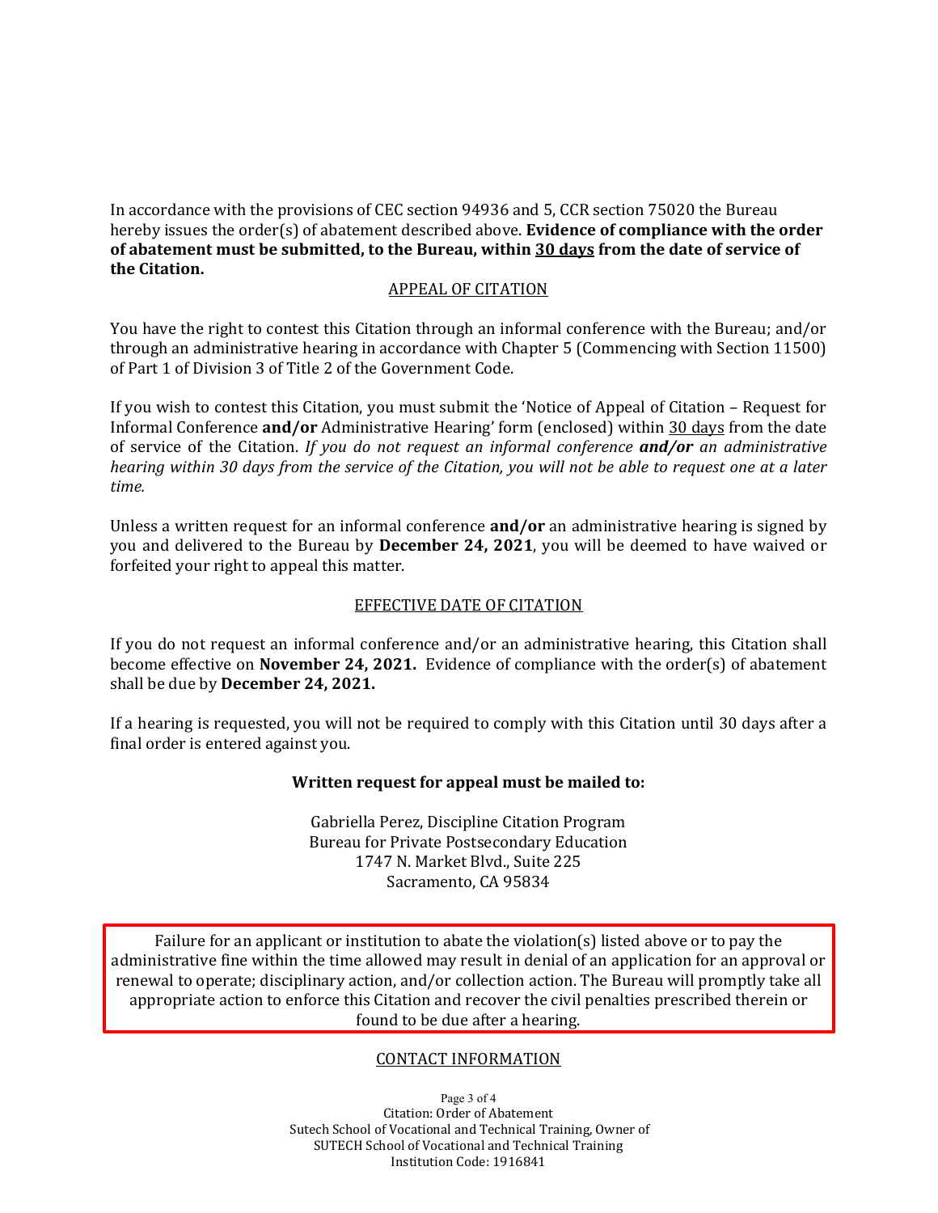In accordance with the provisions of CEC section 94936 and 5, CCR section 75020 the Bureau hereby issues the order(s) of abatement described above. **Evidence of compliance with the order of abatement must be submitted, to the Bureau, within 30 days from the date of service of the Citation.**

## APPEAL OF CITATION

You have the right to contest this Citation through an informal conference with the Bureau; and/or through an administrative hearing in accordance with Chapter 5 (Commencing with Section 11500) of Part 1 of Division 3 of Title 2 of the Government Code.

If you wish to contest this Citation, you must submit the 'Notice of Appeal of Citation – Request for Informal Conference **and/or** Administrative Hearing' form (enclosed) within 30 days from the date of service of the Citation. *If you do not request an informal conference **and/or** an administrative hearing within 30 days from the service of the Citation, you will not be able to request one at a later time.*

Unless a written request for an informal conference **and/or** an administrative hearing is signed by you and delivered to the Bureau by **December 24, 2021**, you will be deemed to have waived or forfeited your right to appeal this matter.

## EFFECTIVE DATE OF CITATION

If you do not request an informal conference and/or an administrative hearing, this Citation shall become effective on **November 24, 2021.** Evidence of compliance with the order(s) of abatement shall be due by **December 24, 2021.**

If a hearing is requested, you will not be required to comply with this Citation until 30 days after a final order is entered against you.

**Written request for appeal must be mailed to:**

Gabriella Perez, Discipline Citation Program
Bureau for Private Postsecondary Education
1747 N. Market Blvd., Suite 225
Sacramento, CA 95834

Failure for an applicant or institution to abate the violation(s) listed above or to pay the administrative fine within the time allowed may result in denial of an application for an approval or renewal to operate; disciplinary action, and/or collection action. The Bureau will promptly take all appropriate action to enforce this Citation and recover the civil penalties prescribed therein or found to be due after a hearing.

## CONTACT INFORMATION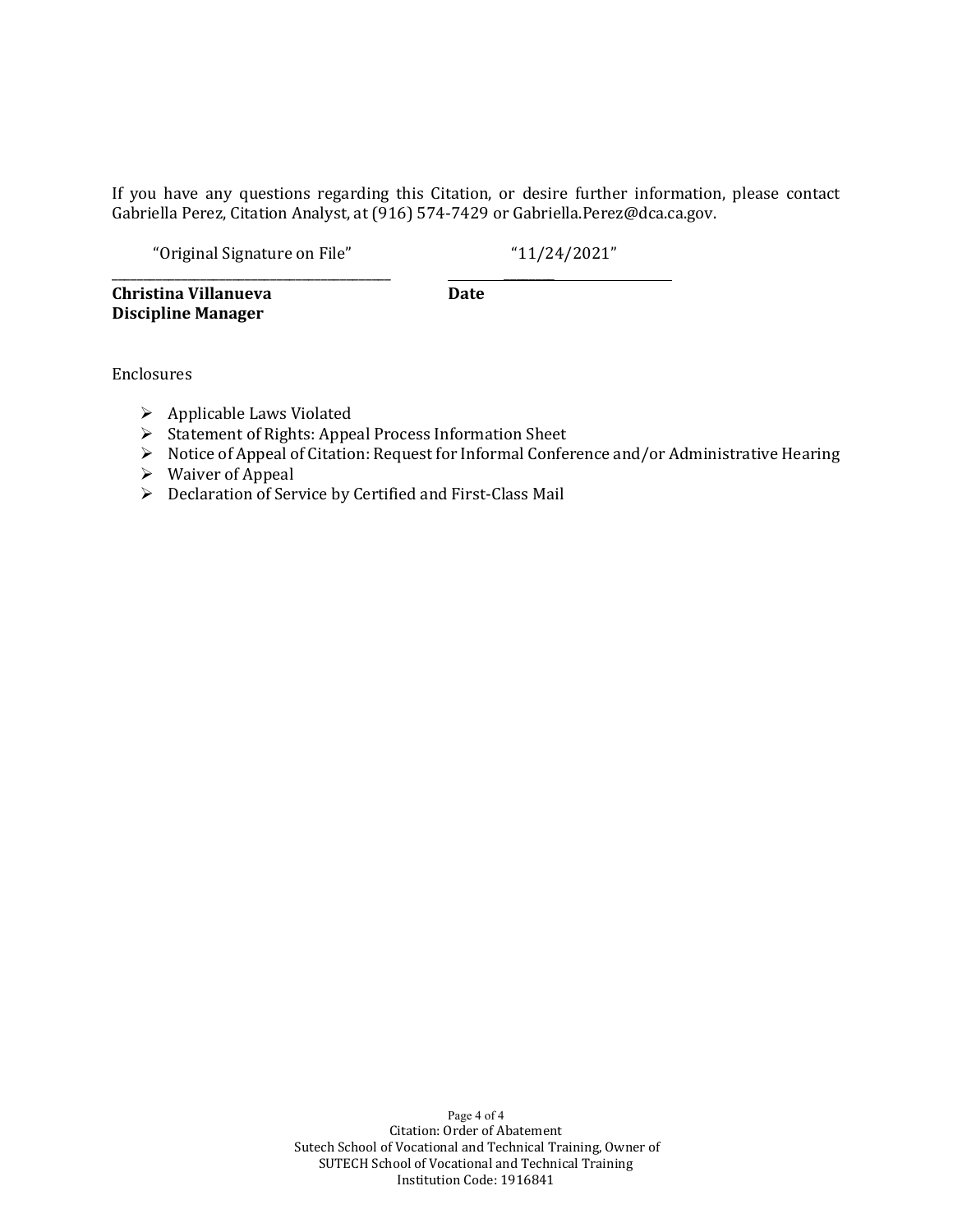If you have any questions regarding this Citation, or desire further information, please contact Gabriella Perez, Citation Analyst, at (916) 574-7429 or Gabriella.Perez@dca.ca.gov.

| | |
|---|---|
| "Original Signature on File" | "11/24/2021" |
| **Christina Villanueva** | **Date** |
| **Discipline Manager** | |

Enclosures

- Applicable Laws Violated
- Statement of Rights: Appeal Process Information Sheet
- Notice of Appeal of Citation: Request for Informal Conference and/or Administrative Hearing
- Waiver of Appeal
- Declaration of Service by Certified and First-Class Mail